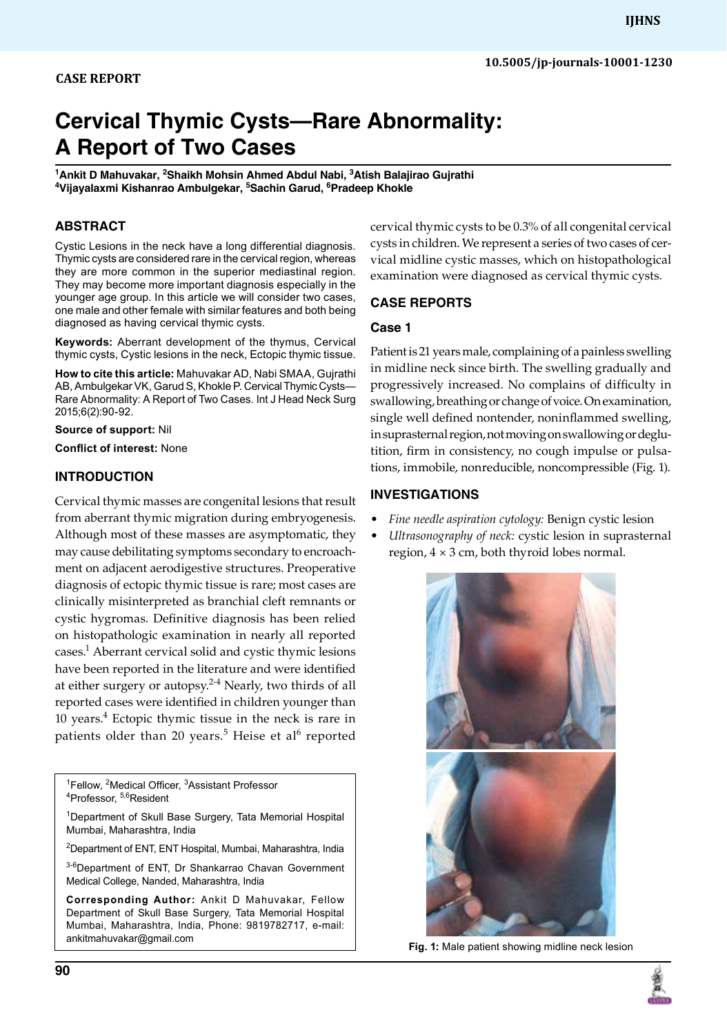CASE REPORT

# Cervical Thymic Cysts—Rare Abnormality: A Report of Two Cases

[1]Ankit D Mahuvakar, [2]Shaikh Mohsin Ahmed Abdul Nabi, [3]Atish Balajirao Gujrathi
[4]Vijayalaxmi Kishanrao Ambulgekar, [5]Sachin Garud, [6]Pradeep Khokle

## ABSTRACT

Cystic Lesions in the neck have a long differential diagnosis. Thymic cysts are considered rare in the cervical region, whereas they are more common in the superior mediastinal region. They may become more important diagnosis especially in the younger age group. In this article we will consider two cases, one male and other female with similar features and both being diagnosed as having cervical thymic cysts.

**Keywords:** Aberrant development of the thymus, Cervical thymic cysts, Cystic lesions in the neck, Ectopic thymic tissue.

**How to cite this article:** Mahuvakar AD, Nabi SMAA, Gujrathi AB, Ambulgekar VK, Garud S, Khokle P. Cervical Thymic Cysts—Rare Abnormality: A Report of Two Cases. Int J Head Neck Surg 2015;6(2):90-92.

**Source of support:** Nil

**Conflict of interest:** None

## INTRODUCTION

Cervical thymic masses are congenital lesions that result from aberrant thymic migration during embryogenesis. Although most of these masses are asymptomatic, they may cause debilitating symptoms secondary to encroachment on adjacent aerodigestive structures. Preoperative diagnosis of ectopic thymic tissue is rare; most cases are clinically misinterpreted as branchial cleft remnants or cystic hygromas. Definitive diagnosis has been relied on histopathologic examination in nearly all reported cases.[1] Aberrant cervical solid and cystic thymic lesions have been reported in the literature and were identified at either surgery or autopsy.[2-4] Nearly, two thirds of all reported cases were identified in children younger than 10 years.[4] Ectopic thymic tissue in the neck is rare in patients older than 20 years.[5] Heise et al[6] reported cervical thymic cysts to be 0.3% of all congenital cervical cysts in children. We represent a series of two cases of cervical midline cystic masses, which on histopathological examination were diagnosed as cervical thymic cysts.

[1]Fellow, [2]Medical Officer, [3]Assistant Professor
[4]Professor, [5,6]Resident

[1]Department of Skull Base Surgery, Tata Memorial Hospital Mumbai, Maharashtra, India

[2]Department of ENT, ENT Hospital, Mumbai, Maharashtra, India

[3-6]Department of ENT, Dr Shankarrao Chavan Government Medical College, Nanded, Maharashtra, India

**Corresponding Author:** Ankit D Mahuvakar, Fellow Department of Skull Base Surgery, Tata Memorial Hospital Mumbai, Maharashtra, India, Phone: 9819782717, e-mail: ankitmahuvakar@gmail.com

## CASE REPORTS

### Case 1

Patient is 21 years male, complaining of a painless swelling in midline neck since birth. The swelling gradually and progressively increased. No complains of difficulty in swallowing, breathing or change of voice. On examination, single well defined nontender, noninflammed swelling, in suprasternal region, not moving on swallowing or deglutition, firm in consistency, no cough impulse or pulsations, immobile, nonreducible, noncompressible (Fig. 1).

## INVESTIGATIONS

- *Fine needle aspiration cytology:* Benign cystic lesion
- *Ultrasonography of neck:* cystic lesion in suprasternal region, 4 × 3 cm, both thyroid lobes normal.

**Fig. 1:** Male patient showing midline neck lesion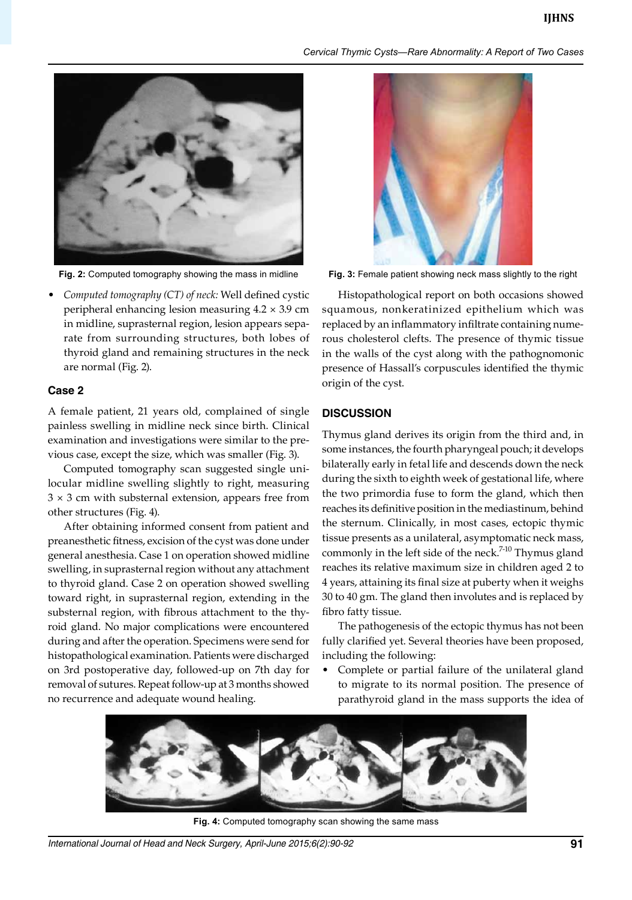Fig. 2: Computed tomography showing the mass in midline

- *Computed tomography (CT) of neck:* Well defined cystic peripheral enhancing lesion measuring 4.2 × 3.9 cm in midline, suprasternal region, lesion appears separate from surrounding structures, both lobes of thyroid gland and remaining structures in the neck are normal (Fig. 2).

### Case 2

A female patient, 21 years old, complained of single painless swelling in midline neck since birth. Clinical examination and investigations were similar to the previous case, except the size, which was smaller (Fig. 3).

Computed tomography scan suggested single unilocular midline swelling slightly to right, measuring 3 × 3 cm with substernal extension, appears free from other structures (Fig. 4).

After obtaining informed consent from patient and preanesthetic fitness, excision of the cyst was done under general anesthesia. Case 1 on operation showed midline swelling, in suprasternal region without any attachment to thyroid gland. Case 2 on operation showed swelling toward right, in suprasternal region, extending in the substernal region, with fibrous attachment to the thyroid gland. No major complications were encountered during and after the operation. Specimens were send for histopathological examination. Patients were discharged on 3rd postoperative day, followed-up on 7th day for removal of sutures. Repeat follow-up at 3 months showed no recurrence and adequate wound healing.

Fig. 3: Female patient showing neck mass slightly to the right

Histopathological report on both occasions showed squamous, nonkeratinized epithelium which was replaced by an inflammatory infiltrate containing numerous cholesterol clefts. The presence of thymic tissue in the walls of the cyst along with the pathognomonic presence of Hassall's corpuscules identified the thymic origin of the cyst.

## DISCUSSION

Thymus gland derives its origin from the third and, in some instances, the fourth pharyngeal pouch; it develops bilaterally early in fetal life and descends down the neck during the sixth to eighth week of gestational life, where the two primordia fuse to form the gland, which then reaches its definitive position in the mediastinum, behind the sternum. Clinically, in most cases, ectopic thymic tissue presents as a unilateral, asymptomatic neck mass, commonly in the left side of the neck.[7-10] Thymus gland reaches its relative maximum size in children aged 2 to 4 years, attaining its final size at puberty when it weighs 30 to 40 gm. The gland then involutes and is replaced by fibro fatty tissue.

The pathogenesis of the ectopic thymus has not been fully clarified yet. Several theories have been proposed, including the following:

- Complete or partial failure of the unilateral gland to migrate to its normal position. The presence of parathyroid gland in the mass supports the idea of

Fig. 4: Computed tomography scan showing the same mass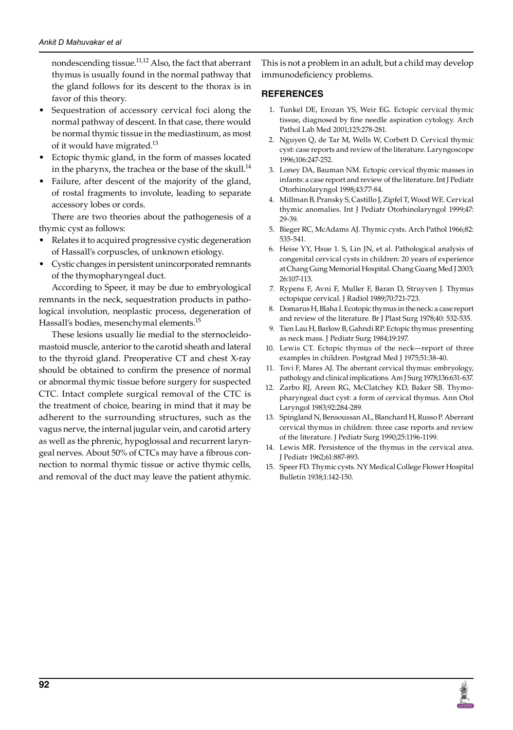nondescending tissue.[11,12] Also, the fact that aberrant thymus is usually found in the normal pathway that the gland follows for its descent to the thorax is in favor of this theory.

- Sequestration of accessory cervical foci along the normal pathway of descent. In that case, there would be normal thymic tissue in the mediastinum, as most of it would have migrated.[13]
- Ectopic thymic gland, in the form of masses located in the pharynx, the trachea or the base of the skull.[14]
- Failure, after descent of the majority of the gland, of rostal fragments to involute, leading to separate accessory lobes or cords.

There are two theories about the pathogenesis of a thymic cyst as follows:

- Relates it to acquired progressive cystic degeneration of Hassall's corpuscles, of unknown etiology.
- Cystic changes in persistent unincorporated remnants of the thymopharyngeal duct.

According to Speer, it may be due to embryological remnants in the neck, sequestration products in pathological involution, neoplastic process, degeneration of Hassall's bodies, mesenchymal elements.[15]

These lesions usually lie medial to the sternocleidomastoid muscle, anterior to the carotid sheath and lateral to the thyroid gland. Preoperative CT and chest X-ray should be obtained to confirm the presence of normal or abnormal thymic tissue before surgery for suspected CTC. Intact complete surgical removal of the CTC is the treatment of choice, bearing in mind that it may be adherent to the surrounding structures, such as the vagus nerve, the internal jugular vein, and carotid artery as well as the phrenic, hypoglossal and recurrent laryngeal nerves. About 50% of CTCs may have a fibrous connection to normal thymic tissue or active thymic cells, and removal of the duct may leave the patient athymic. This is not a problem in an adult, but a child may develop immunodeficiency problems.

## REFERENCES

1. Tunkel DE, Erozan YS, Weir EG. Ectopic cervical thymic tissue, diagnosed by fine needle aspiration cytology. Arch Pathol Lab Med 2001;125:278-281.
2. Nguyen Q, de Tar M, Wells W, Corbett D. Cervical thymic cyst: case reports and review of the literature. Laryngoscope 1996;106:247-252.
3. Loney DA, Bauman NM. Ectopic cervical thymic masses in infants: a case report and review of the literature. Int J Pediatr Otorhinolaryngol 1998;43:77-84.
4. Millman B, Pransky S, Castillo J, Zipfel T, Wood WE. Cervical thymic anomalies. Int J Pediatr Otorhinolaryngol 1999;47: 29-39.
5. Bieger RC, McAdams AJ. Thymic cysts. Arch Pathol 1966;82: 535-541.
6. Heise YY, Hsue 1. S, Lin JN, et al. Pathological analysis of congenital cervical cysts in children: 20 years of experience at Chang Gung Memorial Hospital. Chang Guang Med J 2003; 26:107-113.
7. Rypens F, Avni F, Muller F, Baran D, Struyven J. Thymus ectopique cervical. J Radiol 1989;70:721-723.
8. Domarus H, Blaha I. Ecotopic thymus in the neck: a case report and review of the literature. Br J Plast Surg 1978;40: 532-535.
9. Tien Lau H, Barlow B, Gahndi RP. Ectopic thymus: presenting as neck mass. J Pediatr Surg 1984;19:197.
10. Lewis CT. Ectopic thymus of the neck—report of three examples in children. Postgrad Med J 1975;51:38-40.
11. Tovi F, Mares AJ. The aberrant cervical thymus: embryology, pathology and clinical implications. Am J Surg 1978;136:631-637.
12. Zarbo RJ, Areen RG, McClatchey KD, Baker SB. Thymopharyngeal duct cyst: a form of cervical thymus. Ann Otol Laryngol 1983;92:284-289.
13. Spingland N, Bensoussan AL, Blanchard H, Russo P. Aberrant cervical thymus in children: three case reports and review of the literature. J Pediatr Surg 1990;25:1196-1199.
14. Lewis MR. Persistence of the thymus in the cervical area. J Pediatr 1962;61:887-893.
15. Speer FD. Thymic cysts. NY Medical College Flower Hospital Bulletin 1938;1:142-150.